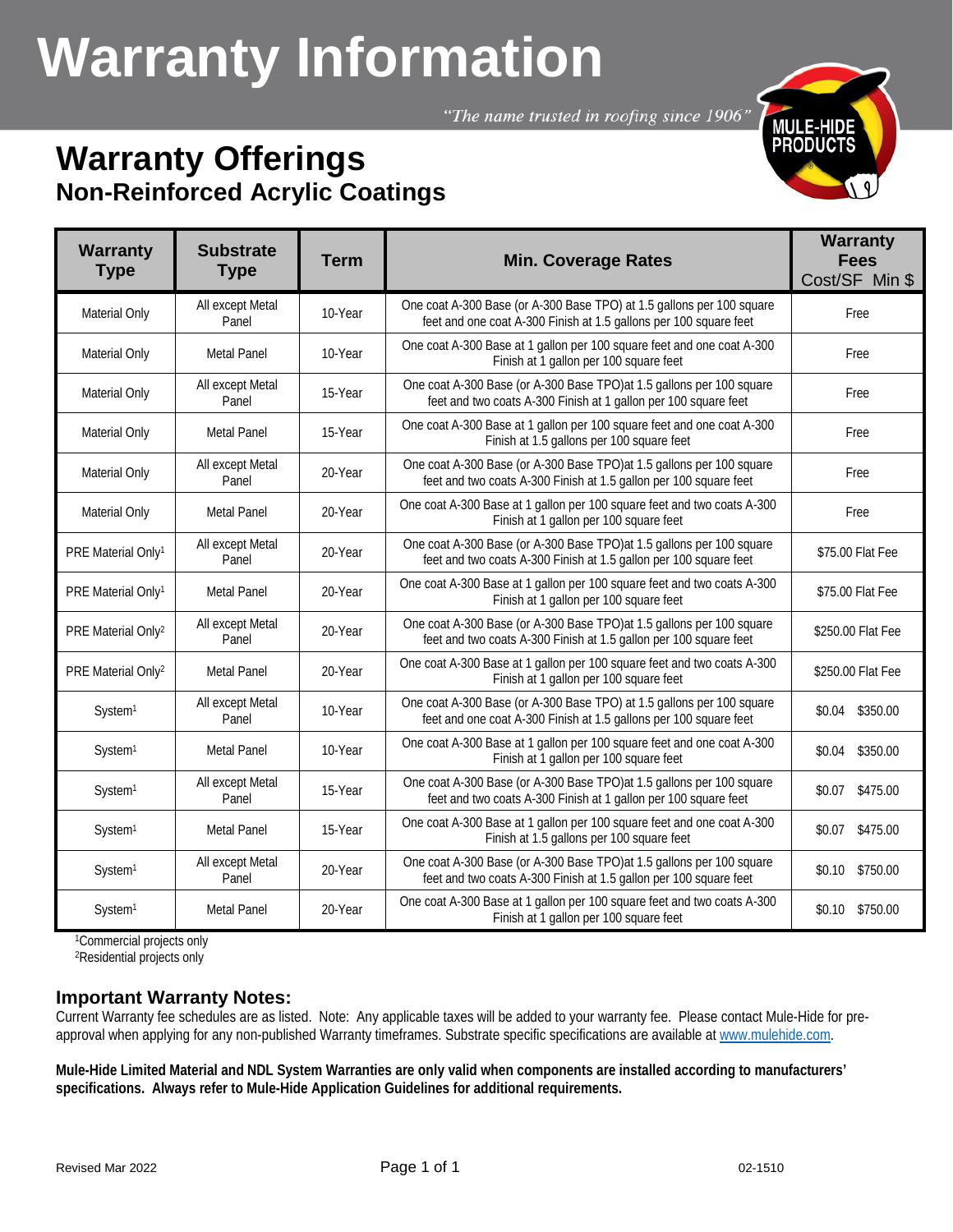# Warranty Information

*"The name trusted in roofing since 1906"*

## Warranty Offerings
### Non-Reinforced Acrylic Coatings

| Warranty Type | Substrate Type | Term | Min. Coverage Rates | Warranty Fees Cost/SF Min $ |
|---|---|---|---|---|
| Material Only | All except Metal Panel | 10-Year | One coat A-300 Base (or A-300 Base TPO) at 1.5 gallons per 100 square feet and one coat A-300 Finish at 1.5 gallons per 100 square feet | Free |
| Material Only | Metal Panel | 10-Year | One coat A-300 Base at 1 gallon per 100 square feet and one coat A-300 Finish at 1 gallon per 100 square feet | Free |
| Material Only | All except Metal Panel | 15-Year | One coat A-300 Base (or A-300 Base TPO)at 1.5 gallons per 100 square feet and two coats A-300 Finish at 1 gallon per 100 square feet | Free |
| Material Only | Metal Panel | 15-Year | One coat A-300 Base at 1 gallon per 100 square feet and one coat A-300 Finish at 1.5 gallons per 100 square feet | Free |
| Material Only | All except Metal Panel | 20-Year | One coat A-300 Base (or A-300 Base TPO)at 1.5 gallons per 100 square feet and two coats A-300 Finish at 1.5 gallon per 100 square feet | Free |
| Material Only | Metal Panel | 20-Year | One coat A-300 Base at 1 gallon per 100 square feet and two coats A-300 Finish at 1 gallon per 100 square feet | Free |
| PRE Material Only[1] | All except Metal Panel | 20-Year | One coat A-300 Base (or A-300 Base TPO)at 1.5 gallons per 100 square feet and two coats A-300 Finish at 1.5 gallon per 100 square feet | $75.00 Flat Fee |
| PRE Material Only[1] | Metal Panel | 20-Year | One coat A-300 Base at 1 gallon per 100 square feet and two coats A-300 Finish at 1 gallon per 100 square feet | $75.00 Flat Fee |
| PRE Material Only[2] | All except Metal Panel | 20-Year | One coat A-300 Base (or A-300 Base TPO)at 1.5 gallons per 100 square feet and two coats A-300 Finish at 1.5 gallon per 100 square feet | $250.00 Flat Fee |
| PRE Material Only[2] | Metal Panel | 20-Year | One coat A-300 Base at 1 gallon per 100 square feet and two coats A-300 Finish at 1 gallon per 100 square feet | $250.00 Flat Fee |
| System[1] | All except Metal Panel | 10-Year | One coat A-300 Base (or A-300 Base TPO) at 1.5 gallons per 100 square feet and one coat A-300 Finish at 1.5 gallons per 100 square feet | $0.04 $350.00 |
| System[1] | Metal Panel | 10-Year | One coat A-300 Base at 1 gallon per 100 square feet and one coat A-300 Finish at 1 gallon per 100 square feet | $0.04 $350.00 |
| System[1] | All except Metal Panel | 15-Year | One coat A-300 Base (or A-300 Base TPO)at 1.5 gallons per 100 square feet and two coats A-300 Finish at 1 gallon per 100 square feet | $0.07 $475.00 |
| System[1] | Metal Panel | 15-Year | One coat A-300 Base at 1 gallon per 100 square feet and one coat A-300 Finish at 1.5 gallons per 100 square feet | $0.07 $475.00 |
| System[1] | All except Metal Panel | 20-Year | One coat A-300 Base (or A-300 Base TPO)at 1.5 gallons per 100 square feet and two coats A-300 Finish at 1.5 gallon per 100 square feet | $0.10 $750.00 |
| System[1] | Metal Panel | 20-Year | One coat A-300 Base at 1 gallon per 100 square feet and two coats A-300 Finish at 1 gallon per 100 square feet | $0.10 $750.00 |

[1]Commercial projects only
[2]Residential projects only

### Important Warranty Notes:

Current Warranty fee schedules are as listed. Note: Any applicable taxes will be added to your warranty fee. Please contact Mule-Hide for pre-approval when applying for any non-published Warranty timeframes. Substrate specific specifications are available at www.mulehide.com.

**Mule-Hide Limited Material and NDL System Warranties are only valid when components are installed according to manufacturers' specifications. Always refer to Mule-Hide Application Guidelines for additional requirements.**

Revised Mar 2022

02-1510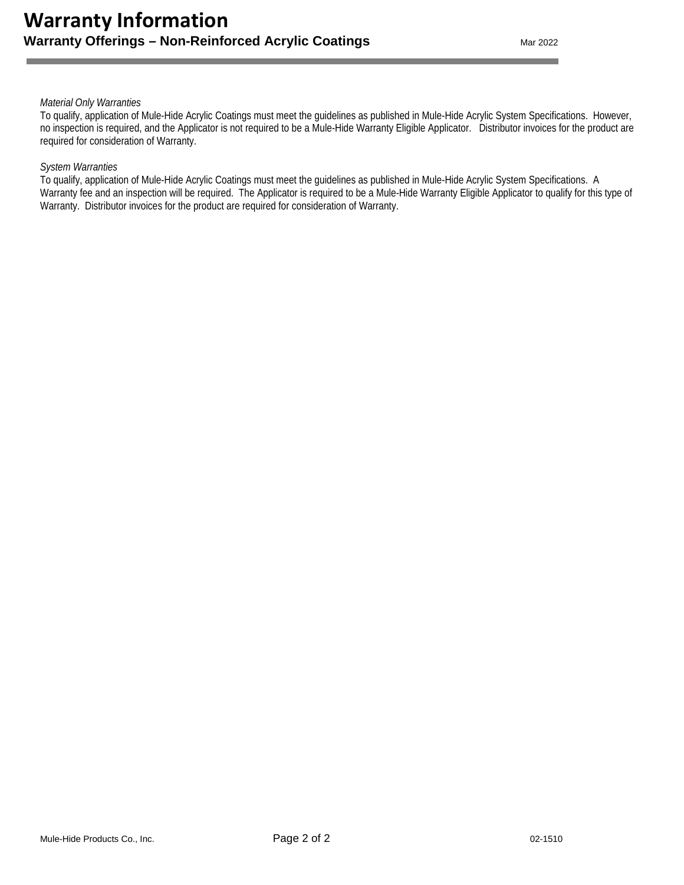# Warranty Information

## Warranty Offerings – Non-Reinforced Acrylic Coatings

Mar 2022

*Material Only Warranties*

To qualify, application of Mule-Hide Acrylic Coatings must meet the guidelines as published in Mule-Hide Acrylic System Specifications. However, no inspection is required, and the Applicator is not required to be a Mule-Hide Warranty Eligible Applicator. Distributor invoices for the product are required for consideration of Warranty.

*System Warranties*

To qualify, application of Mule-Hide Acrylic Coatings must meet the guidelines as published in Mule-Hide Acrylic System Specifications. A Warranty fee and an inspection will be required. The Applicator is required to be a Mule-Hide Warranty Eligible Applicator to qualify for this type of Warranty. Distributor invoices for the product are required for consideration of Warranty.